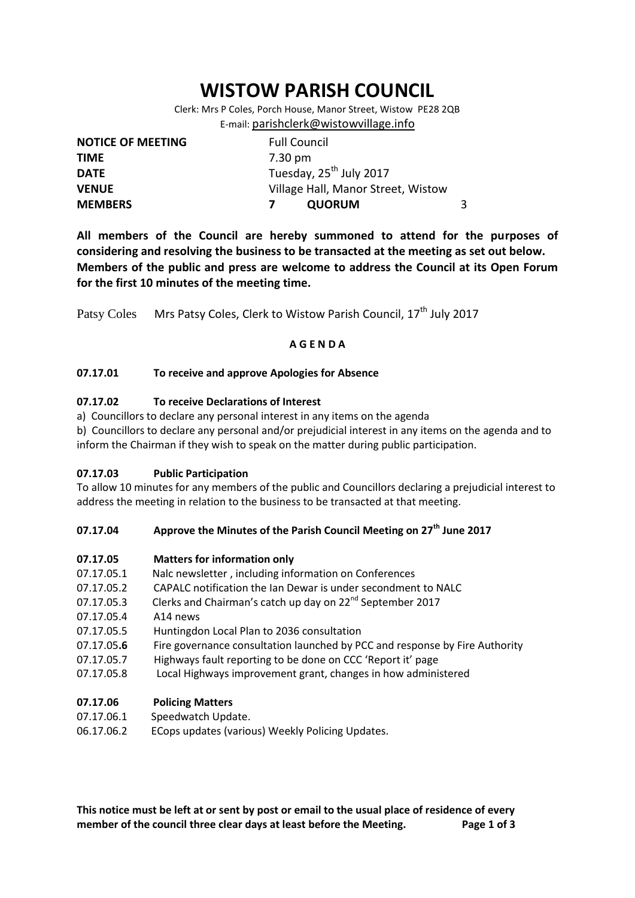# WISTOW PARISH COUNCIL

Clerk: Mrs P Coles, Porch House, Manor Street, Wistow PE28 2QB
E-mail: parishclerk@wistowvillage.info

| | | | |
|---|---|---|---|
| **NOTICE OF MEETING** | Full Council | | |
| **TIME** | 7.30 pm | | |
| **DATE** | Tuesday, 25th July 2017 | | |
| **VENUE** | Village Hall, Manor Street, Wistow | | |
| **MEMBERS** | **7** | **QUORUM** | 3 |

**All members of the Council are hereby summoned to attend for the purposes of considering and resolving the business to be transacted at the meeting as set out below. Members of the public and press are welcome to address the Council at its Open Forum for the first 10 minutes of the meeting time.**

Patsy Coles Mrs Patsy Coles, Clerk to Wistow Parish Council, 17th July 2017

**A G E N D A**

**07.17.01 To receive and approve Apologies for Absence**

**07.17.02 To receive Declarations of Interest**

a) Councillors to declare any personal interest in any items on the agenda

b) Councillors to declare any personal and/or prejudicial interest in any items on the agenda and to inform the Chairman if they wish to speak on the matter during public participation.

**07.17.03 Public Participation**

To allow 10 minutes for any members of the public and Councillors declaring a prejudicial interest to address the meeting in relation to the business to be transacted at that meeting.

**07.17.04 Approve the Minutes of the Parish Council Meeting on 27th June 2017**

**07.17.05 Matters for information only**

07.17.05.1 Nalc newsletter , including information on Conferences
07.17.05.2 CAPALC notification the Ian Dewar is under secondment to NALC
07.17.05.3 Clerks and Chairman's catch up day on 22nd September 2017
07.17.05.4 A14 news
07.17.05.5 Huntingdon Local Plan to 2036 consultation
07.17.05.**6** Fire governance consultation launched by PCC and response by Fire Authority
07.17.05.7 Highways fault reporting to be done on CCC 'Report it' page
07.17.05.8 Local Highways improvement grant, changes in how administered

**07.17.06 Policing Matters**

07.17.06.1 Speedwatch Update.
06.17.06.2 ECops updates (various) Weekly Policing Updates.

**This notice must be left at or sent by post or email to the usual place of residence of every member of the council three clear days at least before the Meeting.**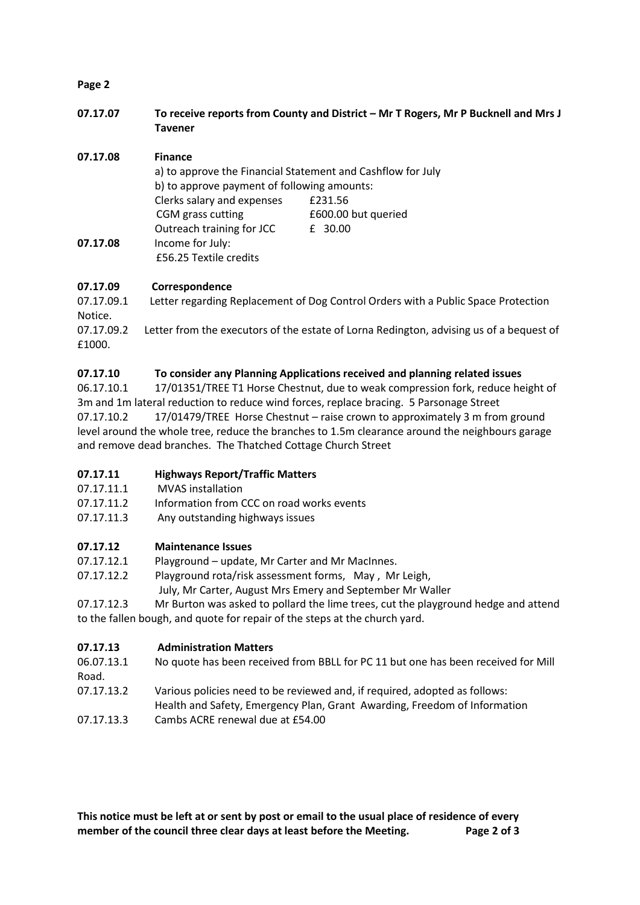**07.17.07 To receive reports from County and District – Mr T Rogers, Mr P Bucknell and Mrs J Tavener**

**07.17.08 Finance**

a) to approve the Financial Statement and Cashflow for July

b) to approve payment of following amounts:

| | |
|---|---|
| Clerks salary and expenses | £231.56 |
| CGM grass cutting | £600.00 but queried |
| Outreach training for JCC | £ 30.00 |

**07.17.08** Income for July:

£56.25 Textile credits

**07.17.09 Correspondence**

07.17.09.1 Letter regarding Replacement of Dog Control Orders with a Public Space Protection Notice.

07.17.09.2 Letter from the executors of the estate of Lorna Redington, advising us of a bequest of £1000.

**07.17.10 To consider any Planning Applications received and planning related issues**

06.17.10.1 17/01351/TREE T1 Horse Chestnut, due to weak compression fork, reduce height of 3m and 1m lateral reduction to reduce wind forces, replace bracing. 5 Parsonage Street

07.17.10.2 17/01479/TREE Horse Chestnut – raise crown to approximately 3 m from ground level around the whole tree, reduce the branches to 1.5m clearance around the neighbours garage and remove dead branches. The Thatched Cottage Church Street

**07.17.11 Highways Report/Traffic Matters**

07.17.11.1 MVAS installation

07.17.11.2 Information from CCC on road works events

07.17.11.3 Any outstanding highways issues

**07.17.12 Maintenance Issues**

07.17.12.1 Playground – update, Mr Carter and Mr MacInnes.

07.17.12.2 Playground rota/risk assessment forms, May , Mr Leigh, July, Mr Carter, August Mrs Emery and September Mr Waller

07.17.12.3 Mr Burton was asked to pollard the lime trees, cut the playground hedge and attend to the fallen bough, and quote for repair of the steps at the church yard.

**07.17.13 Administration Matters**

06.07.13.1 No quote has been received from BBLL for PC 11 but one has been received for Mill Road.

07.17.13.2 Various policies need to be reviewed and, if required, adopted as follows: Health and Safety, Emergency Plan, Grant Awarding, Freedom of Information

07.17.13.3 Cambs ACRE renewal due at £54.00

**This notice must be left at or sent by post or email to the usual place of residence of every member of the council three clear days at least before the Meeting.**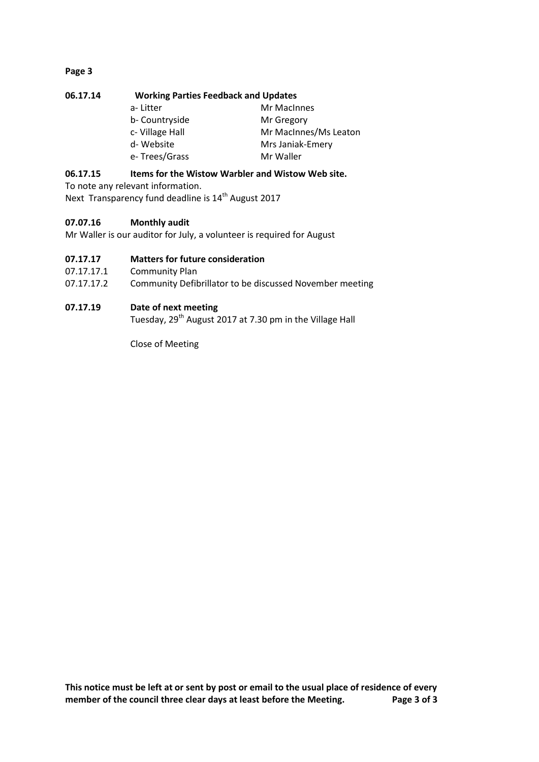**Page 3**

**06.17.14 Working Parties Feedback and Updates**

| | |
|---|---|
| a- Litter | Mr MacInnes |
| b- Countryside | Mr Gregory |
| c- Village Hall | Mr MacInnes/Ms Leaton |
| d- Website | Mrs Janiak-Emery |
| e- Trees/Grass | Mr Waller |

**06.17.15 Items for the Wistow Warbler and Wistow Web site.**

To note any relevant information.

Next Transparency fund deadline is 14th August 2017

**07.07.16 Monthly audit**

Mr Waller is our auditor for July, a volunteer is required for August

**07.17.17 Matters for future consideration**

07.17.17.1 Community Plan

07.17.17.2 Community Defibrillator to be discussed November meeting

**07.17.19 Date of next meeting**

Tuesday, 29th August 2017 at 7.30 pm in the Village Hall

Close of Meeting

**This notice must be left at or sent by post or email to the usual place of residence of every member of the council three clear days at least before the Meeting.**